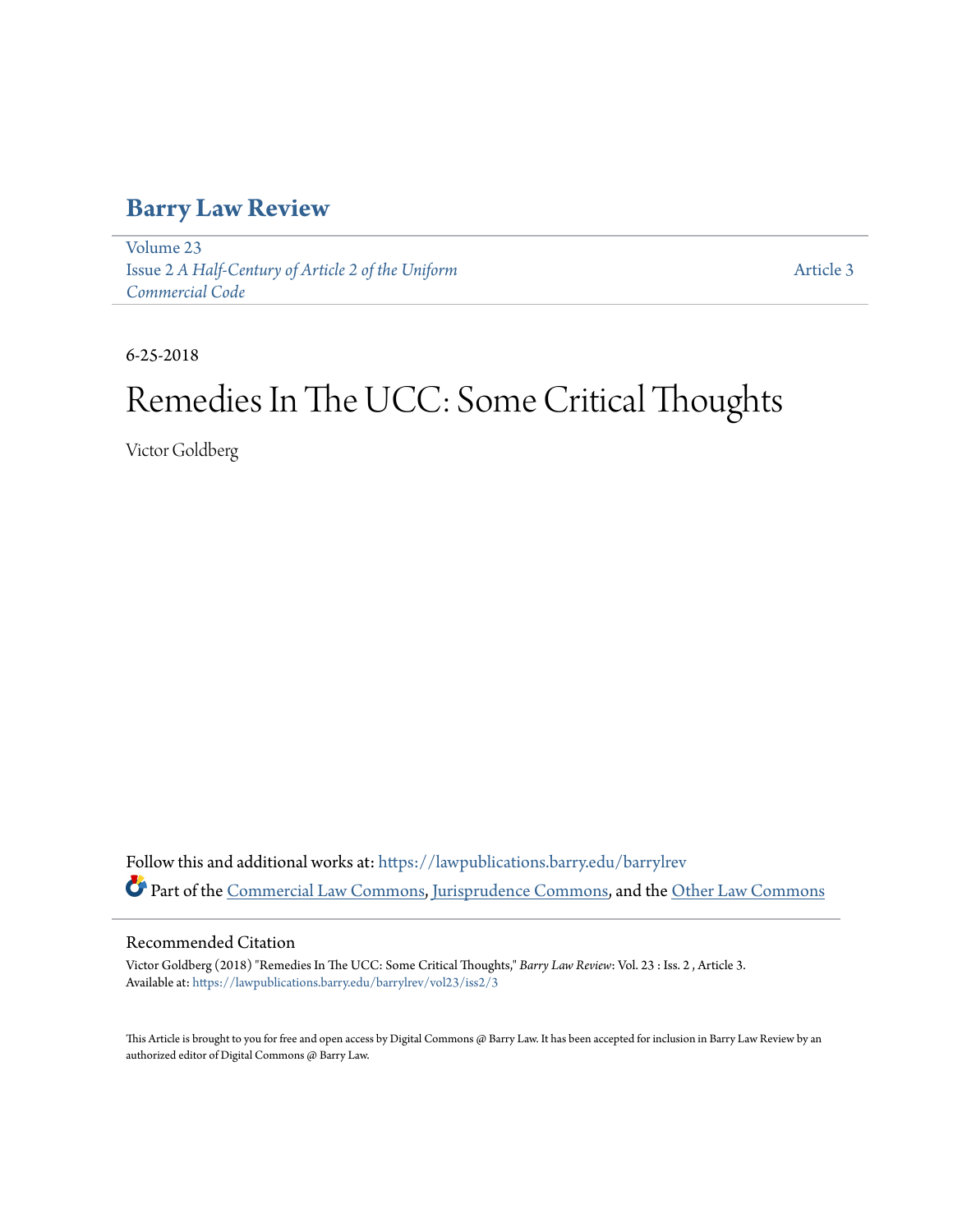# Barry Law Review

Volume 23
Issue 2 *A Half-Century of Article 2 of the Uniform Commercial Code*

Article 3

6-25-2018

# Remedies In The UCC: Some Critical Thoughts

Victor Goldberg

Follow this and additional works at: https://lawpublications.barry.edu/barrylrev

Part of the Commercial Law Commons, Jurisprudence Commons, and the Other Law Commons

## Recommended Citation

Victor Goldberg (2018) "Remedies In The UCC: Some Critical Thoughts," *Barry Law Review*: Vol. 23 : Iss. 2 , Article 3.
Available at: https://lawpublications.barry.edu/barrylrev/vol23/iss2/3

This Article is brought to you for free and open access by Digital Commons @ Barry Law. It has been accepted for inclusion in Barry Law Review by an authorized editor of Digital Commons @ Barry Law.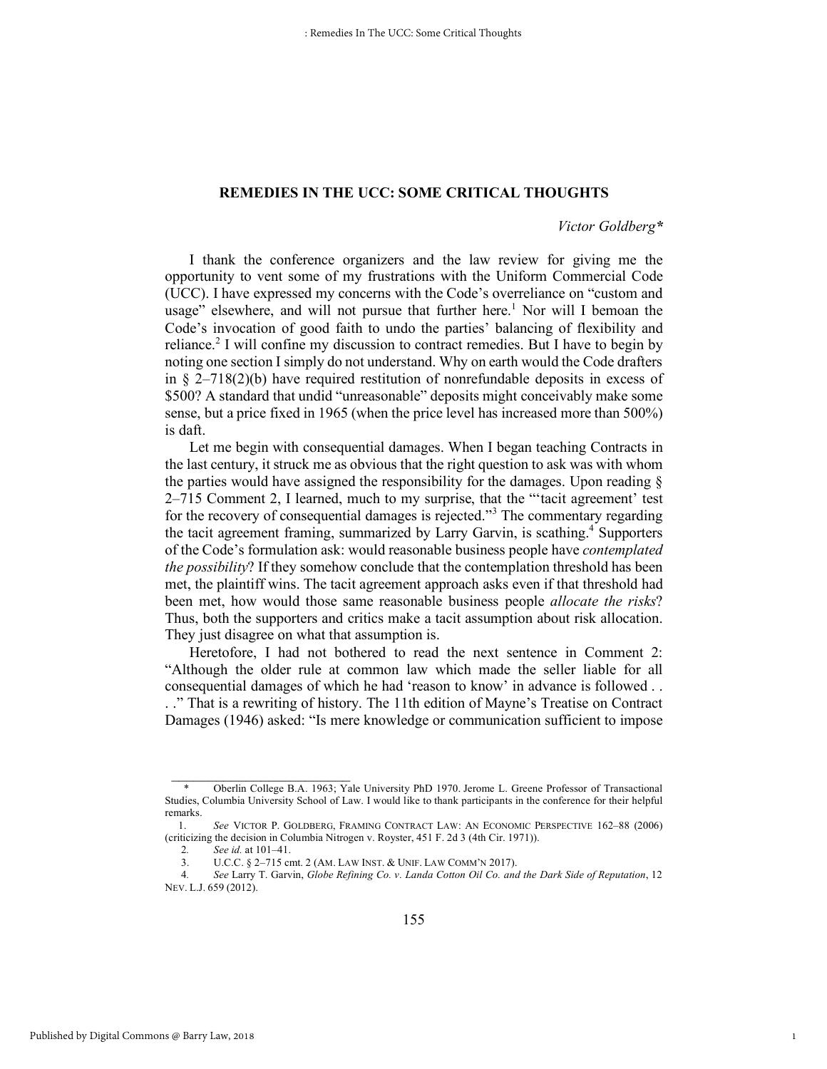## REMEDIES IN THE UCC: SOME CRITICAL THOUGHTS

*Victor Goldberg\**

I thank the conference organizers and the law review for giving me the opportunity to vent some of my frustrations with the Uniform Commercial Code (UCC). I have expressed my concerns with the Code's overreliance on "custom and usage" elsewhere, and will not pursue that further here.[1] Nor will I bemoan the Code's invocation of good faith to undo the parties' balancing of flexibility and reliance.[2] I will confine my discussion to contract remedies. But I have to begin by noting one section I simply do not understand. Why on earth would the Code drafters in § 2–718(2)(b) have required restitution of nonrefundable deposits in excess of $500? A standard that undid "unreasonable" deposits might conceivably make some sense, but a price fixed in 1965 (when the price level has increased more than 500%) is daft.

Let me begin with consequential damages. When I began teaching Contracts in the last century, it struck me as obvious that the right question to ask was with whom the parties would have assigned the responsibility for the damages. Upon reading § 2–715 Comment 2, I learned, much to my surprise, that the "'tacit agreement' test for the recovery of consequential damages is rejected."[3] The commentary regarding the tacit agreement framing, summarized by Larry Garvin, is scathing.[4] Supporters of the Code's formulation ask: would reasonable business people have *contemplated the possibility*? If they somehow conclude that the contemplation threshold has been met, the plaintiff wins. The tacit agreement approach asks even if that threshold had been met, how would those same reasonable business people *allocate the risks*? Thus, both the supporters and critics make a tacit assumption about risk allocation. They just disagree on what that assumption is.

Heretofore, I had not bothered to read the next sentence in Comment 2: "Although the older rule at common law which made the seller liable for all consequential damages of which he had 'reason to know' in advance is followed . . . ." That is a rewriting of history. The 11th edition of Mayne's Treatise on Contract Damages (1946) asked: "Is mere knowledge or communication sufficient to impose

---

\* Oberlin College B.A. 1963; Yale University PhD 1970. Jerome L. Greene Professor of Transactional Studies, Columbia University School of Law. I would like to thank participants in the conference for their helpful remarks.

1. *See* VICTOR P. GOLDBERG, FRAMING CONTRACT LAW: AN ECONOMIC PERSPECTIVE 162–88 (2006) (criticizing the decision in Columbia Nitrogen v. Royster, 451 F. 2d 3 (4th Cir. 1971)).

2. *See id.* at 101–41.

3. U.C.C. § 2–715 cmt. 2 (AM. LAW INST. & UNIF. LAW COMM'N 2017).

4. *See* Larry T. Garvin, *Globe Refining Co. v. Landa Cotton Oil Co. and the Dark Side of Reputation*, 12 NEV. L.J. 659 (2012).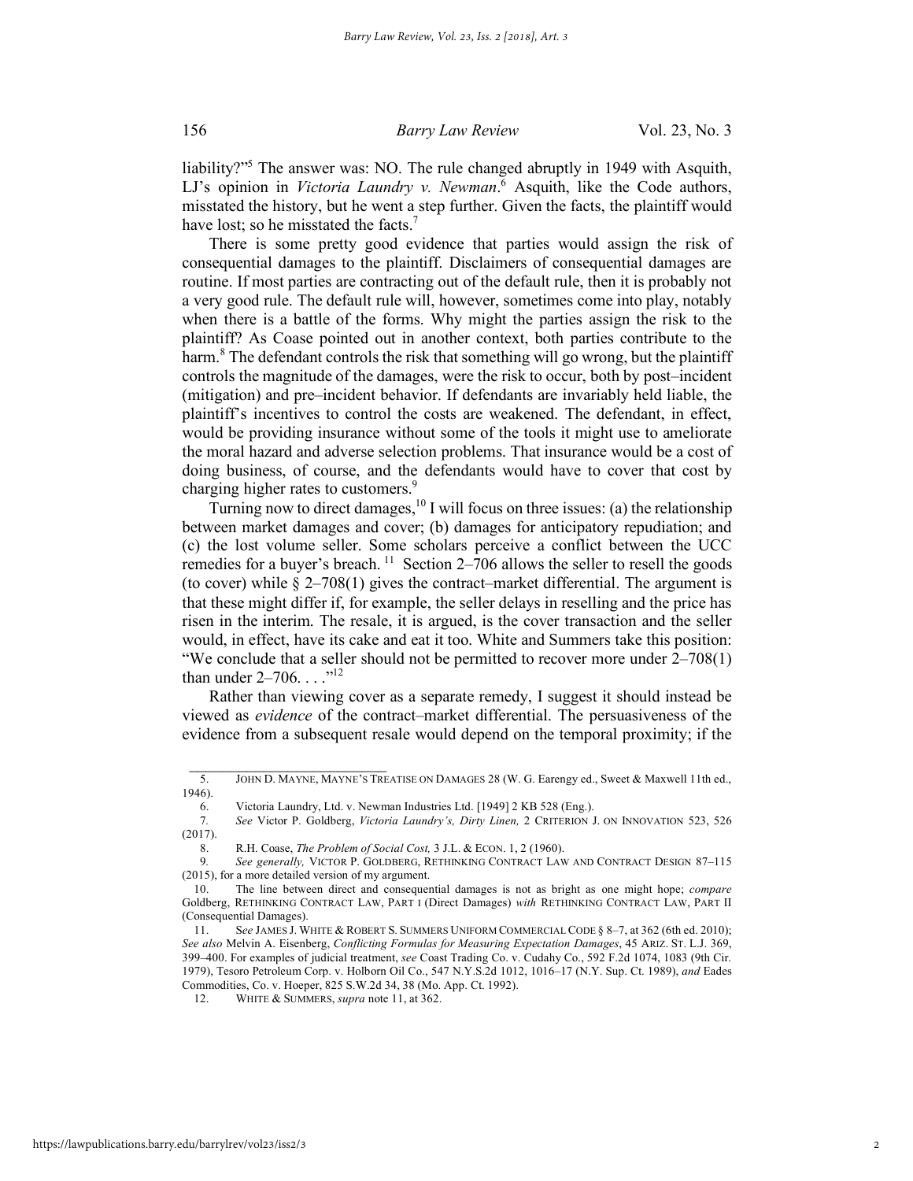liability?"[5] The answer was: NO. The rule changed abruptly in 1949 with Asquith, LJ's opinion in *Victoria Laundry v. Newman*.[6] Asquith, like the Code authors, misstated the history, but he went a step further. Given the facts, the plaintiff would have lost; so he misstated the facts.[7]

There is some pretty good evidence that parties would assign the risk of consequential damages to the plaintiff. Disclaimers of consequential damages are routine. If most parties are contracting out of the default rule, then it is probably not a very good rule. The default rule will, however, sometimes come into play, notably when there is a battle of the forms. Why might the parties assign the risk to the plaintiff? As Coase pointed out in another context, both parties contribute to the harm.[8] The defendant controls the risk that something will go wrong, but the plaintiff controls the magnitude of the damages, were the risk to occur, both by post–incident (mitigation) and pre–incident behavior. If defendants are invariably held liable, the plaintiff's incentives to control the costs are weakened. The defendant, in effect, would be providing insurance without some of the tools it might use to ameliorate the moral hazard and adverse selection problems. That insurance would be a cost of doing business, of course, and the defendants would have to cover that cost by charging higher rates to customers.[9]

Turning now to direct damages,[10] I will focus on three issues: (a) the relationship between market damages and cover; (b) damages for anticipatory repudiation; and (c) the lost volume seller. Some scholars perceive a conflict between the UCC remedies for a buyer's breach.[11] Section 2–706 allows the seller to resell the goods (to cover) while § 2–708(1) gives the contract–market differential. The argument is that these might differ if, for example, the seller delays in reselling and the price has risen in the interim. The resale, it is argued, is the cover transaction and the seller would, in effect, have its cake and eat it too. White and Summers take this position: "We conclude that a seller should not be permitted to recover more under 2–708(1) than under 2–706. . . ."[12]

Rather than viewing cover as a separate remedy, I suggest it should instead be viewed as *evidence* of the contract–market differential. The persuasiveness of the evidence from a subsequent resale would depend on the temporal proximity; if the

---

5. JOHN D. MAYNE, MAYNE'S TREATISE ON DAMAGES 28 (W. G. Earengy ed., Sweet & Maxwell 11th ed., 1946).

6. Victoria Laundry, Ltd. v. Newman Industries Ltd. [1949] 2 KB 528 (Eng.).

7. *See* Victor P. Goldberg, *Victoria Laundry's, Dirty Linen,* 2 CRITERION J. ON INNOVATION 523, 526 (2017).

8. R.H. Coase, *The Problem of Social Cost,* 3 J.L. & ECON. 1, 2 (1960).

9. *See generally,* VICTOR P. GOLDBERG, RETHINKING CONTRACT LAW AND CONTRACT DESIGN 87–115 (2015), for a more detailed version of my argument.

10. The line between direct and consequential damages is not as bright as one might hope; *compare* Goldberg, RETHINKING CONTRACT LAW, PART I (Direct Damages) *with* RETHINKING CONTRACT LAW, PART II (Consequential Damages).

11. S*ee* JAMES J. WHITE & ROBERT S. SUMMERS UNIFORM COMMERCIAL CODE § 8–7, at 362 (6th ed. 2010); *See also* Melvin A. Eisenberg, *Conflicting Formulas for Measuring Expectation Damages*, 45 ARIZ. ST. L.J. 369, 399–400. For examples of judicial treatment, *see* Coast Trading Co. v. Cudahy Co., 592 F.2d 1074, 1083 (9th Cir. 1979), Tesoro Petroleum Corp. v. Holborn Oil Co., 547 N.Y.S.2d 1012, 1016–17 (N.Y. Sup. Ct. 1989), *and* Eades Commodities, Co. v. Hoeper, 825 S.W.2d 34, 38 (Mo. App. Ct. 1992).

12. WHITE & SUMMERS, *supra* note 11, at 362.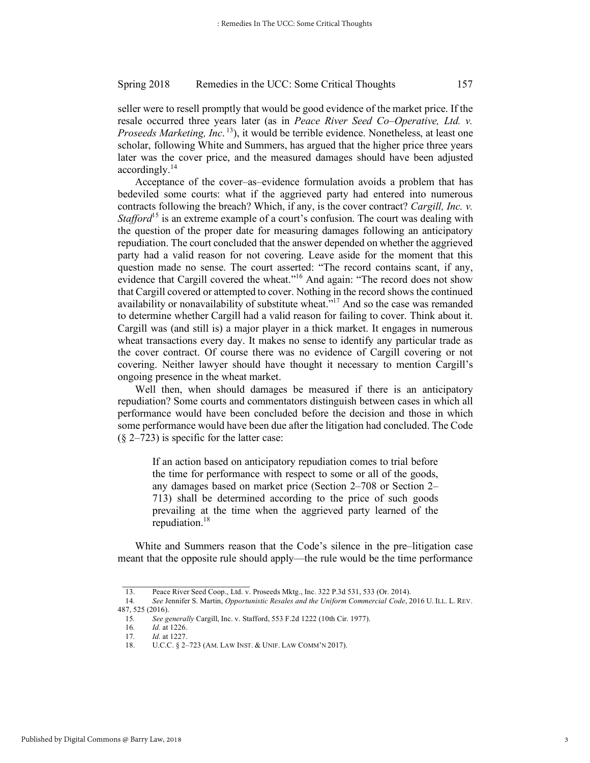seller were to resell promptly that would be good evidence of the market price. If the resale occurred three years later (as in *Peace River Seed Co–Operative, Ltd. v. Proseeds Marketing, Inc.*[13]), it would be terrible evidence. Nonetheless, at least one scholar, following White and Summers, has argued that the higher price three years later was the cover price, and the measured damages should have been adjusted accordingly.[14]

Acceptance of the cover–as–evidence formulation avoids a problem that has bedeviled some courts: what if the aggrieved party had entered into numerous contracts following the breach? Which, if any, is the cover contract? *Cargill, Inc. v. Stafford*[15] is an extreme example of a court's confusion. The court was dealing with the question of the proper date for measuring damages following an anticipatory repudiation. The court concluded that the answer depended on whether the aggrieved party had a valid reason for not covering. Leave aside for the moment that this question made no sense. The court asserted: "The record contains scant, if any, evidence that Cargill covered the wheat."[16] And again: "The record does not show that Cargill covered or attempted to cover. Nothing in the record shows the continued availability or nonavailability of substitute wheat."[17] And so the case was remanded to determine whether Cargill had a valid reason for failing to cover. Think about it. Cargill was (and still is) a major player in a thick market. It engages in numerous wheat transactions every day. It makes no sense to identify any particular trade as the cover contract. Of course there was no evidence of Cargill covering or not covering. Neither lawyer should have thought it necessary to mention Cargill's ongoing presence in the wheat market.

Well then, when should damages be measured if there is an anticipatory repudiation? Some courts and commentators distinguish between cases in which all performance would have been concluded before the decision and those in which some performance would have been due after the litigation had concluded. The Code (§ 2–723) is specific for the latter case:

> If an action based on anticipatory repudiation comes to trial before the time for performance with respect to some or all of the goods, any damages based on market price (Section 2–708 or Section 2–713) shall be determined according to the price of such goods prevailing at the time when the aggrieved party learned of the repudiation.[18]

White and Summers reason that the Code's silence in the pre–litigation case meant that the opposite rule should apply—the rule would be the time performance

---

13. Peace River Seed Coop., Ltd. v. Proseeds Mktg., Inc. 322 P.3d 531, 533 (Or. 2014).
14. *See* Jennifer S. Martin, *Opportunistic Resales and the Uniform Commercial Code*, 2016 U. ILL. L. REV. 487, 525 (2016).
15. *See generally* Cargill, Inc. v. Stafford, 553 F.2d 1222 (10th Cir. 1977).
16. *Id.* at 1226.
17. *Id.* at 1227.
18. U.C.C. § 2–723 (AM. LAW INST. & UNIF. LAW COMM'N 2017).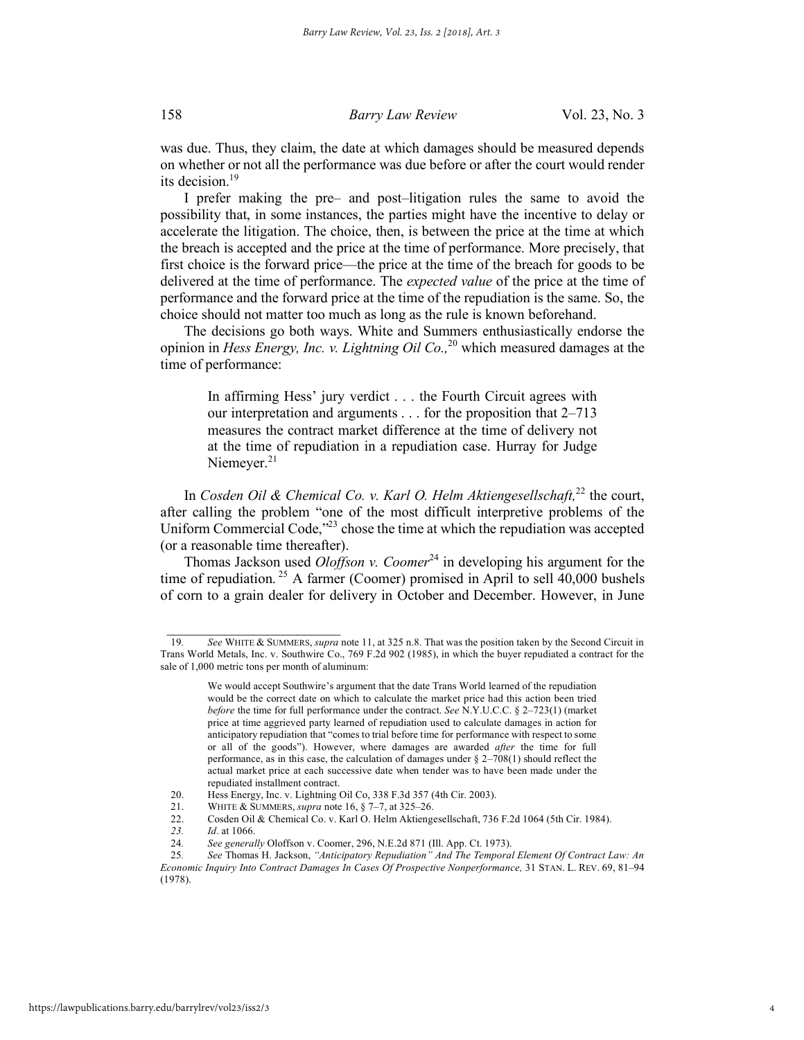was due. Thus, they claim, the date at which damages should be measured depends on whether or not all the performance was due before or after the court would render its decision.[19]

I prefer making the pre– and post–litigation rules the same to avoid the possibility that, in some instances, the parties might have the incentive to delay or accelerate the litigation. The choice, then, is between the price at the time at which the breach is accepted and the price at the time of performance. More precisely, that first choice is the forward price—the price at the time of the breach for goods to be delivered at the time of performance. The *expected value* of the price at the time of performance and the forward price at the time of the repudiation is the same. So, the choice should not matter too much as long as the rule is known beforehand.

The decisions go both ways. White and Summers enthusiastically endorse the opinion in *Hess Energy, Inc. v. Lightning Oil Co.,*[20] which measured damages at the time of performance:

> In affirming Hess' jury verdict . . . the Fourth Circuit agrees with our interpretation and arguments . . . for the proposition that 2–713 measures the contract market difference at the time of delivery not at the time of repudiation in a repudiation case. Hurray for Judge Niemeyer.[21]

In *Cosden Oil & Chemical Co. v. Karl O. Helm Aktiengesellschaft,*[22] the court, after calling the problem "one of the most difficult interpretive problems of the Uniform Commercial Code,"[23] chose the time at which the repudiation was accepted (or a reasonable time thereafter).

Thomas Jackson used *Oloffson v. Coomer*[24] in developing his argument for the time of repudiation.[25] A farmer (Coomer) promised in April to sell 40,000 bushels of corn to a grain dealer for delivery in October and December. However, in June

---

19. *See* WHITE & SUMMERS, *supra* note 11, at 325 n.8. That was the position taken by the Second Circuit in Trans World Metals, Inc. v. Southwire Co., 769 F.2d 902 (1985), in which the buyer repudiated a contract for the sale of 1,000 metric tons per month of aluminum:

> We would accept Southwire's argument that the date Trans World learned of the repudiation would be the correct date on which to calculate the market price had this action been tried *before* the time for full performance under the contract. *See* N.Y.U.C.C. § 2–723(1) (market price at time aggrieved party learned of repudiation used to calculate damages in action for anticipatory repudiation that "comes to trial before time for performance with respect to some or all of the goods"). However, where damages are awarded *after* the time for full performance, as in this case, the calculation of damages under § 2–708(1) should reflect the actual market price at each successive date when tender was to have been made under the repudiated installment contract.

20. Hess Energy, Inc. v. Lightning Oil Co, 338 F.3d 357 (4th Cir. 2003).
21. WHITE & SUMMERS, *supra* note 16, § 7–7, at 325–26.
22. Cosden Oil & Chemical Co. v. Karl O. Helm Aktiengesellschaft, 736 F.2d 1064 (5th Cir. 1984).
23. *Id*. at 1066.
24. *See generally* Oloffson v. Coomer, 296, N.E.2d 871 (Ill. App. Ct. 1973).
25. *See* Thomas H. Jackson, *"Anticipatory Repudiation" And The Temporal Element Of Contract Law: An Economic Inquiry Into Contract Damages In Cases Of Prospective Nonperformance,* 31 STAN. L. REV. 69, 81–94 (1978).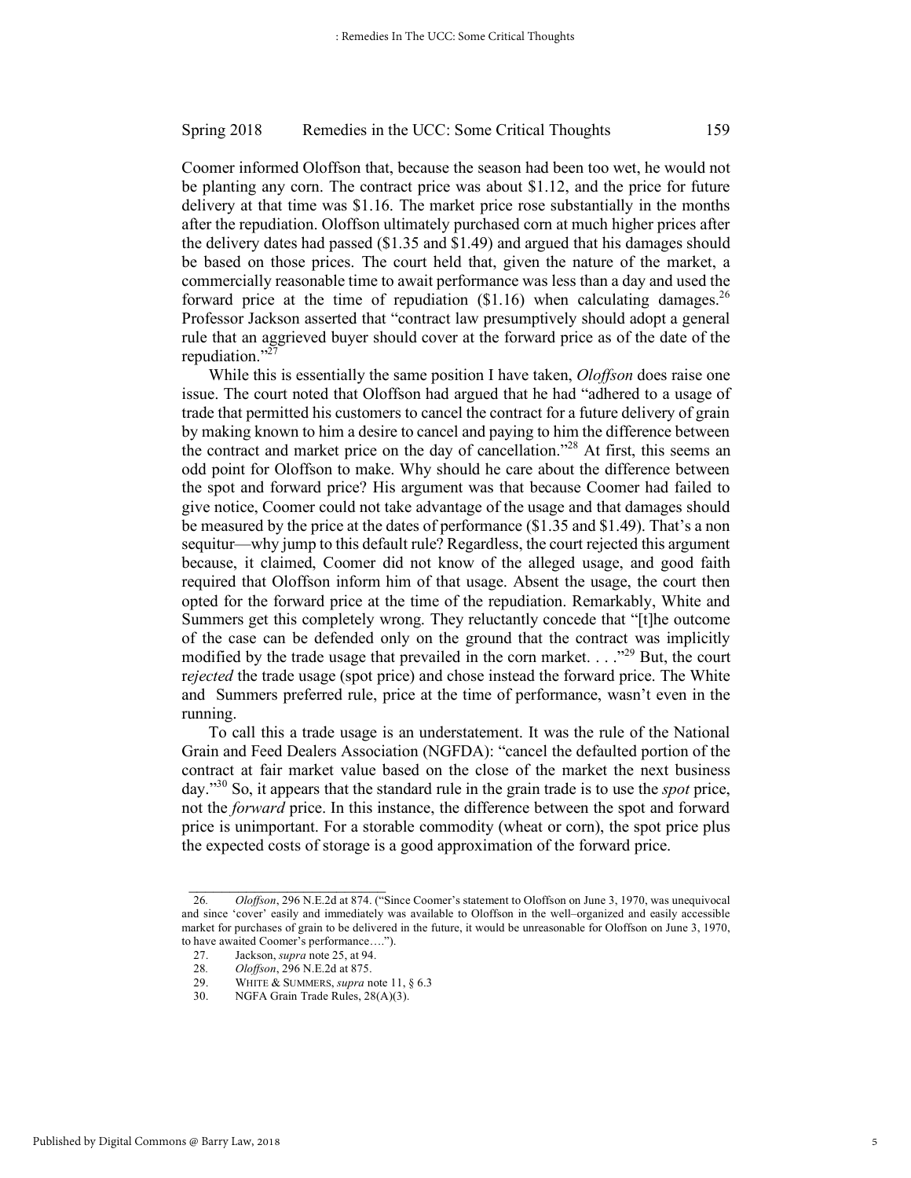Coomer informed Oloffson that, because the season had been too wet, he would not be planting any corn. The contract price was about $1.12, and the price for future delivery at that time was $1.16. The market price rose substantially in the months after the repudiation. Oloffson ultimately purchased corn at much higher prices after the delivery dates had passed ($1.35 and $1.49) and argued that his damages should be based on those prices. The court held that, given the nature of the market, a commercially reasonable time to await performance was less than a day and used the forward price at the time of repudiation ($1.16) when calculating damages.[26] Professor Jackson asserted that "contract law presumptively should adopt a general rule that an aggrieved buyer should cover at the forward price as of the date of the repudiation."[27]

While this is essentially the same position I have taken, *Oloffson* does raise one issue. The court noted that Oloffson had argued that he had "adhered to a usage of trade that permitted his customers to cancel the contract for a future delivery of grain by making known to him a desire to cancel and paying to him the difference between the contract and market price on the day of cancellation."[28] At first, this seems an odd point for Oloffson to make. Why should he care about the difference between the spot and forward price? His argument was that because Coomer had failed to give notice, Coomer could not take advantage of the usage and that damages should be measured by the price at the dates of performance ($1.35 and $1.49). That's a non sequitur—why jump to this default rule? Regardless, the court rejected this argument because, it claimed, Coomer did not know of the alleged usage, and good faith required that Oloffson inform him of that usage. Absent the usage, the court then opted for the forward price at the time of the repudiation. Remarkably, White and Summers get this completely wrong. They reluctantly concede that "[t]he outcome of the case can be defended only on the ground that the contract was implicitly modified by the trade usage that prevailed in the corn market. . . ."[29] But, the court r*ejected* the trade usage (spot price) and chose instead the forward price. The White and Summers preferred rule, price at the time of performance, wasn't even in the running.

To call this a trade usage is an understatement. It was the rule of the National Grain and Feed Dealers Association (NGFDA): "cancel the defaulted portion of the contract at fair market value based on the close of the market the next business day."[30] So, it appears that the standard rule in the grain trade is to use the *spot* price, not the *forward* price. In this instance, the difference between the spot and forward price is unimportant. For a storable commodity (wheat or corn), the spot price plus the expected costs of storage is a good approximation of the forward price.

---

26. *Oloffson*, 296 N.E.2d at 874. ("Since Coomer's statement to Oloffson on June 3, 1970, was unequivocal and since 'cover' easily and immediately was available to Oloffson in the well–organized and easily accessible market for purchases of grain to be delivered in the future, it would be unreasonable for Oloffson on June 3, 1970, to have awaited Coomer's performance….").

27. Jackson, *supra* note 25, at 94.

28. *Oloffson*, 296 N.E.2d at 875.

29. WHITE & SUMMERS, *supra* note 11, § 6.3

30. NGFA Grain Trade Rules, 28(A)(3).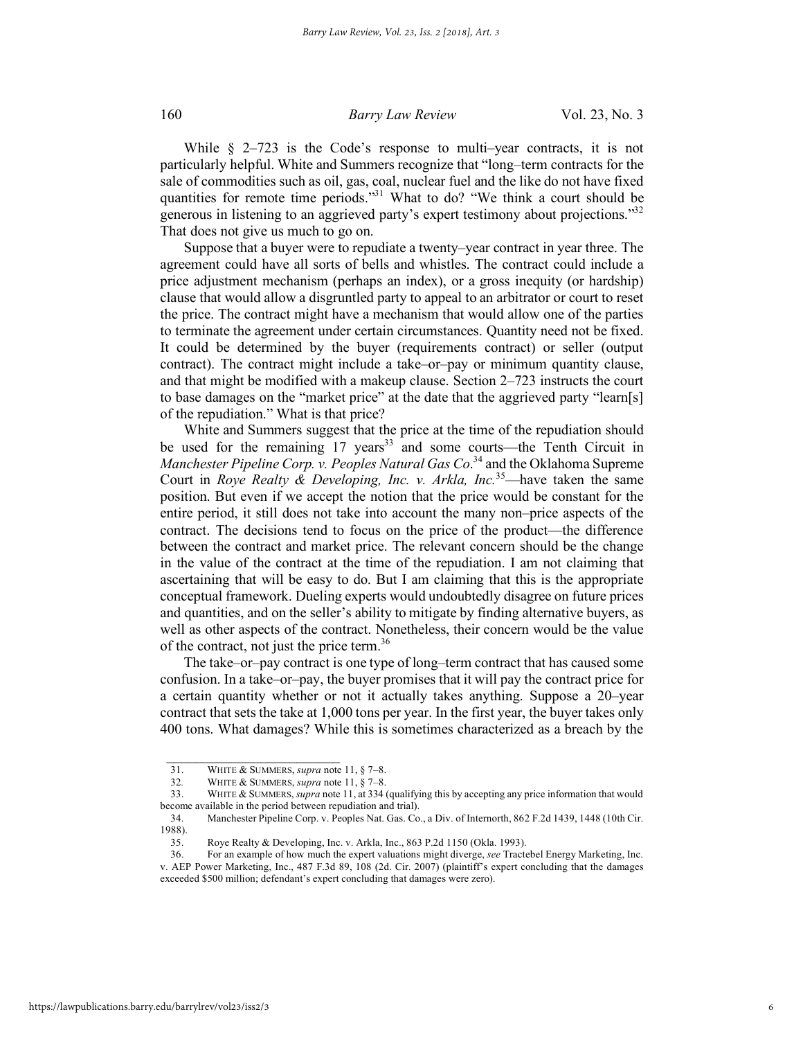While § 2–723 is the Code's response to multi–year contracts, it is not particularly helpful. White and Summers recognize that "long–term contracts for the sale of commodities such as oil, gas, coal, nuclear fuel and the like do not have fixed quantities for remote time periods."[31] What to do? "We think a court should be generous in listening to an aggrieved party's expert testimony about projections."[32] That does not give us much to go on.

Suppose that a buyer were to repudiate a twenty–year contract in year three. The agreement could have all sorts of bells and whistles. The contract could include a price adjustment mechanism (perhaps an index), or a gross inequity (or hardship) clause that would allow a disgruntled party to appeal to an arbitrator or court to reset the price. The contract might have a mechanism that would allow one of the parties to terminate the agreement under certain circumstances. Quantity need not be fixed. It could be determined by the buyer (requirements contract) or seller (output contract). The contract might include a take–or–pay or minimum quantity clause, and that might be modified with a makeup clause. Section 2–723 instructs the court to base damages on the "market price" at the date that the aggrieved party "learn[s] of the repudiation." What is that price?

White and Summers suggest that the price at the time of the repudiation should be used for the remaining 17 years[33] and some courts—the Tenth Circuit in *Manchester Pipeline Corp. v. Peoples Natural Gas Co*.[34] and the Oklahoma Supreme Court in *Roye Realty & Developing, Inc. v. Arkla, Inc.*[35]—have taken the same position. But even if we accept the notion that the price would be constant for the entire period, it still does not take into account the many non–price aspects of the contract. The decisions tend to focus on the price of the product—the difference between the contract and market price. The relevant concern should be the change in the value of the contract at the time of the repudiation. I am not claiming that ascertaining that will be easy to do. But I am claiming that this is the appropriate conceptual framework. Dueling experts would undoubtedly disagree on future prices and quantities, and on the seller's ability to mitigate by finding alternative buyers, as well as other aspects of the contract. Nonetheless, their concern would be the value of the contract, not just the price term.[36]

The take–or–pay contract is one type of long–term contract that has caused some confusion. In a take–or–pay, the buyer promises that it will pay the contract price for a certain quantity whether or not it actually takes anything. Suppose a 20–year contract that sets the take at 1,000 tons per year. In the first year, the buyer takes only 400 tons. What damages? While this is sometimes characterized as a breach by the

---

31. WHITE & SUMMERS, *supra* note 11, § 7–8.

32. WHITE & SUMMERS, *supra* note 11, § 7–8.

33. WHITE & SUMMERS, *supra* note 11, at 334 (qualifying this by accepting any price information that would become available in the period between repudiation and trial).

34. Manchester Pipeline Corp. v. Peoples Nat. Gas. Co., a Div. of Internorth, 862 F.2d 1439, 1448 (10th Cir. 1988).

35. Roye Realty & Developing, Inc. v. Arkla, Inc., 863 P.2d 1150 (Okla. 1993).

36. For an example of how much the expert valuations might diverge, *see* Tractebel Energy Marketing, Inc. v. AEP Power Marketing, Inc., 487 F.3d 89, 108 (2d. Cir. 2007) (plaintiff's expert concluding that the damages exceeded $500 million; defendant's expert concluding that damages were zero).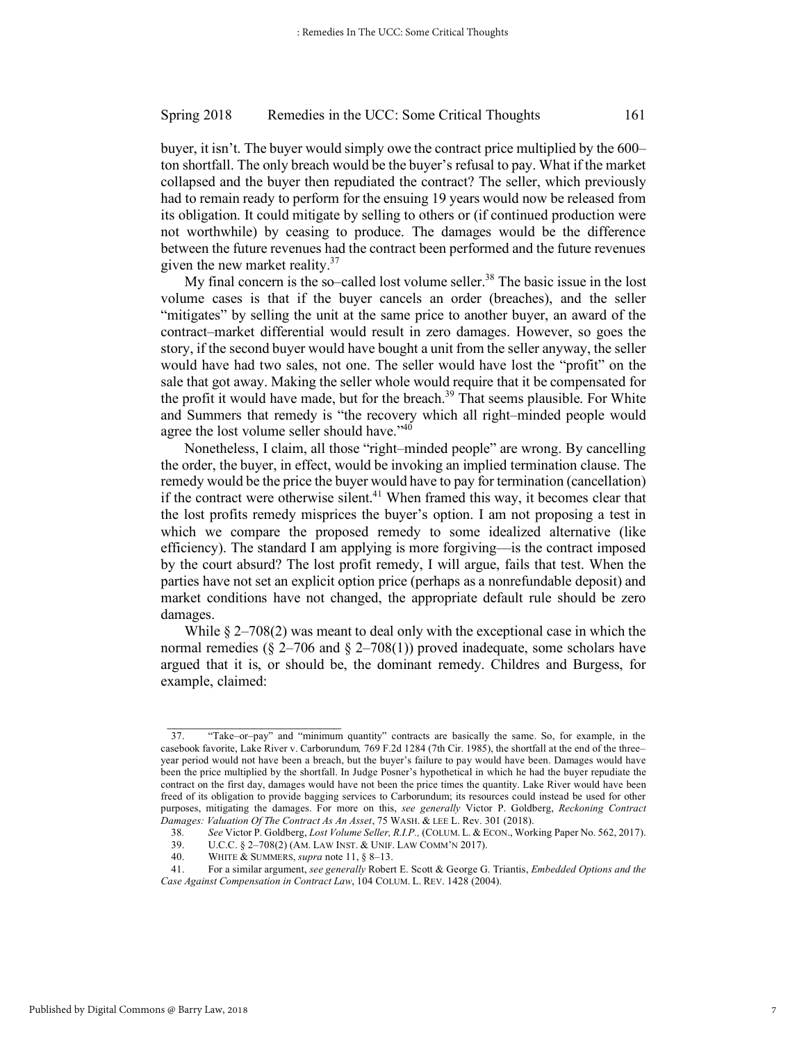buyer, it isn't. The buyer would simply owe the contract price multiplied by the 600–ton shortfall. The only breach would be the buyer's refusal to pay. What if the market collapsed and the buyer then repudiated the contract? The seller, which previously had to remain ready to perform for the ensuing 19 years would now be released from its obligation. It could mitigate by selling to others or (if continued production were not worthwhile) by ceasing to produce. The damages would be the difference between the future revenues had the contract been performed and the future revenues given the new market reality.[37]

My final concern is the so–called lost volume seller.[38] The basic issue in the lost volume cases is that if the buyer cancels an order (breaches), and the seller "mitigates" by selling the unit at the same price to another buyer, an award of the contract–market differential would result in zero damages. However, so goes the story, if the second buyer would have bought a unit from the seller anyway, the seller would have had two sales, not one. The seller would have lost the "profit" on the sale that got away. Making the seller whole would require that it be compensated for the profit it would have made, but for the breach.[39] That seems plausible. For White and Summers that remedy is "the recovery which all right–minded people would agree the lost volume seller should have."[40]

Nonetheless, I claim, all those "right–minded people" are wrong. By cancelling the order, the buyer, in effect, would be invoking an implied termination clause. The remedy would be the price the buyer would have to pay for termination (cancellation) if the contract were otherwise silent.[41] When framed this way, it becomes clear that the lost profits remedy misprices the buyer's option. I am not proposing a test in which we compare the proposed remedy to some idealized alternative (like efficiency). The standard I am applying is more forgiving—is the contract imposed by the court absurd? The lost profit remedy, I will argue, fails that test. When the parties have not set an explicit option price (perhaps as a nonrefundable deposit) and market conditions have not changed, the appropriate default rule should be zero damages.

While § 2–708(2) was meant to deal only with the exceptional case in which the normal remedies (§ 2–706 and § 2–708(1)) proved inadequate, some scholars have argued that it is, or should be, the dominant remedy. Childres and Burgess, for example, claimed:

---

37. "Take–or–pay" and "minimum quantity" contracts are basically the same. So, for example, in the casebook favorite, Lake River v. Carborundum, 769 F.2d 1284 (7th Cir. 1985), the shortfall at the end of the three–year period would not have been a breach, but the buyer's failure to pay would have been. Damages would have been the price multiplied by the shortfall. In Judge Posner's hypothetical in which he had the buyer repudiate the contract on the first day, damages would have not been the price times the quantity. Lake River would have been freed of its obligation to provide bagging services to Carborundum; its resources could instead be used for other purposes, mitigating the damages. For more on this, *see generally* Victor P. Goldberg, *Reckoning Contract Damages: Valuation Of The Contract As An Asset*, 75 WASH. & LEE L. Rev. 301 (2018).

38. *See* Victor P. Goldberg, *Lost Volume Seller, R.I.P.*, (COLUM. L. & ECON., Working Paper No. 562, 2017).

39. U.C.C. § 2–708(2) (AM. LAW INST. & UNIF. LAW COMM'N 2017).

40. WHITE & SUMMERS, *supra* note 11, § 8–13.

41. For a similar argument, *see generally* Robert E. Scott & George G. Triantis, *Embedded Options and the Case Against Compensation in Contract Law*, 104 COLUM. L. REV. 1428 (2004).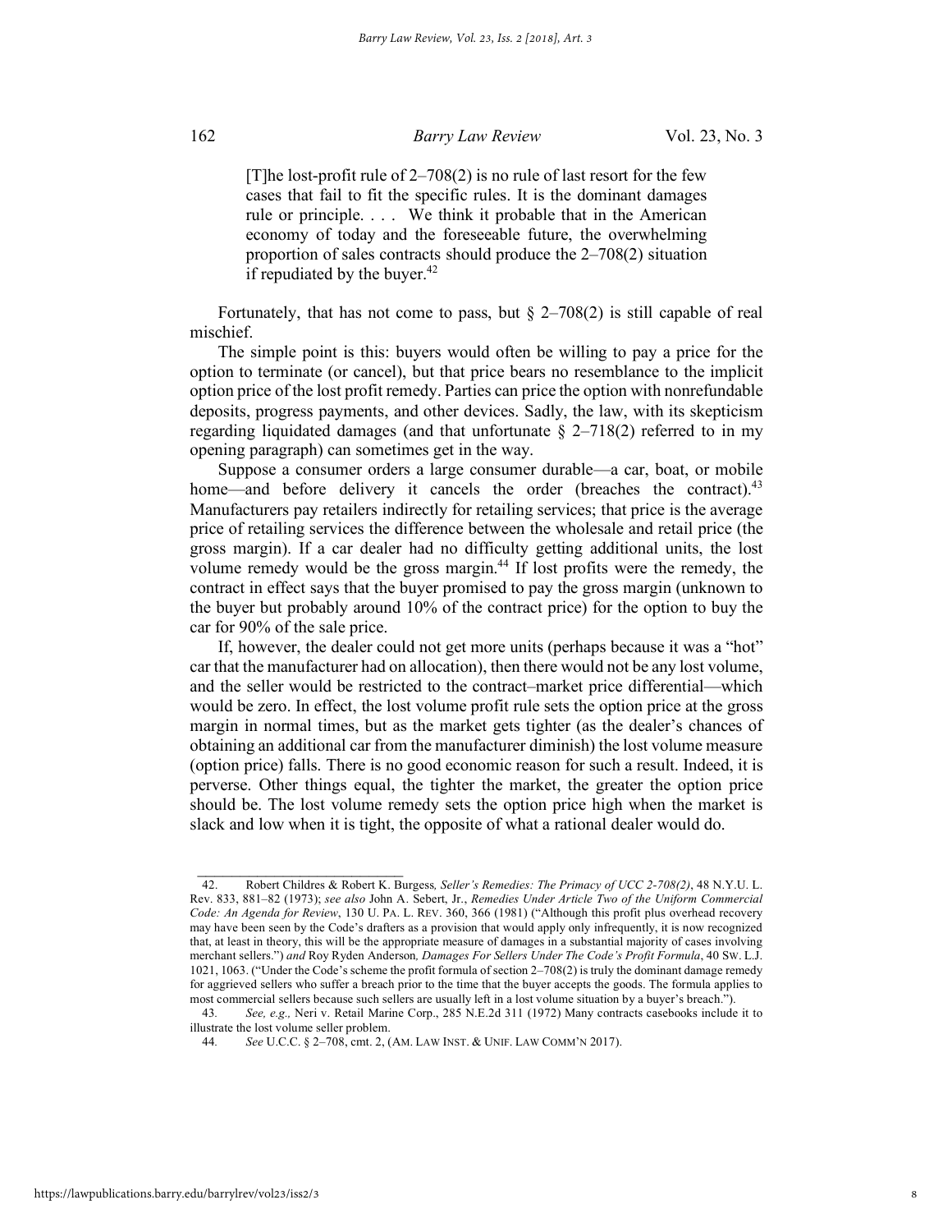> [T]he lost-profit rule of 2–708(2) is no rule of last resort for the few cases that fail to fit the specific rules. It is the dominant damages rule or principle. . . . We think it probable that in the American economy of today and the foreseeable future, the overwhelming proportion of sales contracts should produce the 2–708(2) situation if repudiated by the buyer.[42]

Fortunately, that has not come to pass, but § 2–708(2) is still capable of real mischief.

The simple point is this: buyers would often be willing to pay a price for the option to terminate (or cancel), but that price bears no resemblance to the implicit option price of the lost profit remedy. Parties can price the option with nonrefundable deposits, progress payments, and other devices. Sadly, the law, with its skepticism regarding liquidated damages (and that unfortunate § 2–718(2) referred to in my opening paragraph) can sometimes get in the way.

Suppose a consumer orders a large consumer durable—a car, boat, or mobile home—and before delivery it cancels the order (breaches the contract).[43] Manufacturers pay retailers indirectly for retailing services; that price is the average price of retailing services the difference between the wholesale and retail price (the gross margin). If a car dealer had no difficulty getting additional units, the lost volume remedy would be the gross margin.[44] If lost profits were the remedy, the contract in effect says that the buyer promised to pay the gross margin (unknown to the buyer but probably around 10% of the contract price) for the option to buy the car for 90% of the sale price.

If, however, the dealer could not get more units (perhaps because it was a "hot" car that the manufacturer had on allocation), then there would not be any lost volume, and the seller would be restricted to the contract–market price differential—which would be zero. In effect, the lost volume profit rule sets the option price at the gross margin in normal times, but as the market gets tighter (as the dealer's chances of obtaining an additional car from the manufacturer diminish) the lost volume measure (option price) falls. There is no good economic reason for such a result. Indeed, it is perverse. Other things equal, the tighter the market, the greater the option price should be. The lost volume remedy sets the option price high when the market is slack and low when it is tight, the opposite of what a rational dealer would do.

---

42. Robert Childres & Robert K. Burgess*, Seller's Remedies: The Primacy of UCC 2-708(2)*, 48 N.Y.U. L. Rev. 833, 881–82 (1973); *see also* John A. Sebert, Jr., *Remedies Under Article Two of the Uniform Commercial Code: An Agenda for Review*, 130 U. PA. L. REV. 360, 366 (1981) ("Although this profit plus overhead recovery may have been seen by the Code's drafters as a provision that would apply only infrequently, it is now recognized that, at least in theory, this will be the appropriate measure of damages in a substantial majority of cases involving merchant sellers.") *and* Roy Ryden Anderson*, Damages For Sellers Under The Code's Profit Formula*, 40 SW. L.J. 1021, 1063. ("Under the Code's scheme the profit formula of section 2–708(2) is truly the dominant damage remedy for aggrieved sellers who suffer a breach prior to the time that the buyer accepts the goods. The formula applies to most commercial sellers because such sellers are usually left in a lost volume situation by a buyer's breach.").

43. *See, e.g.,* Neri v. Retail Marine Corp., 285 N.E.2d 311 (1972) Many contracts casebooks include it to illustrate the lost volume seller problem.

44. *See* U.C.C. § 2–708, cmt. 2, (AM. LAW INST. & UNIF. LAW COMM'N 2017).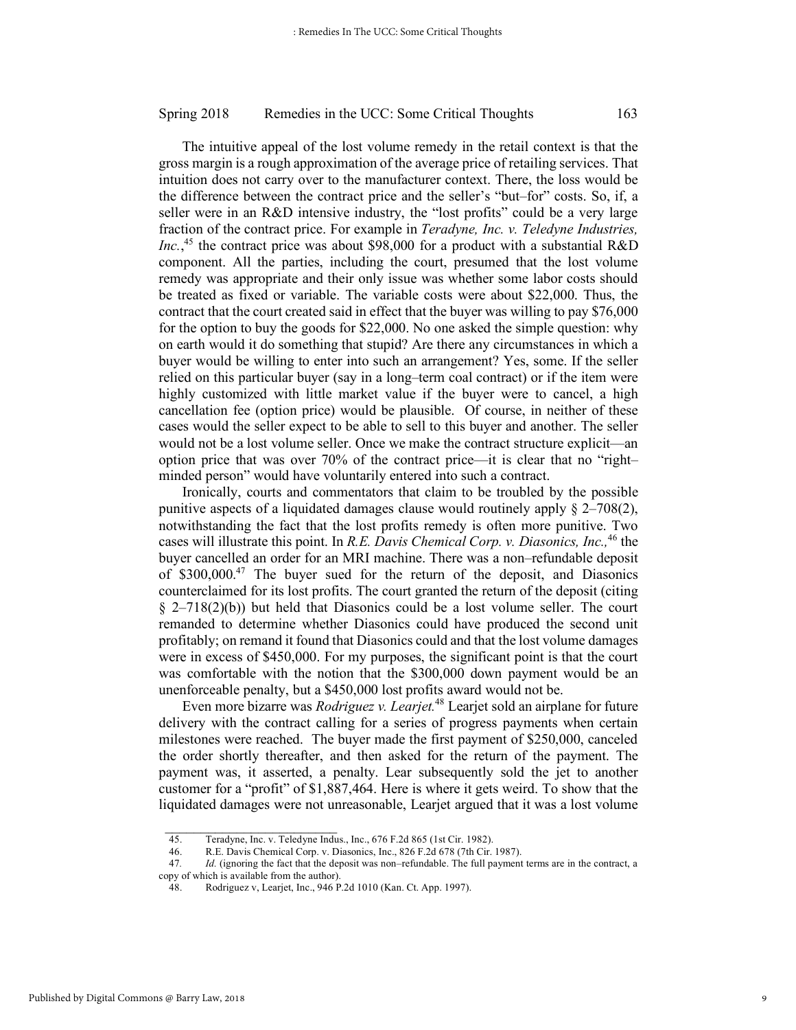The intuitive appeal of the lost volume remedy in the retail context is that the gross margin is a rough approximation of the average price of retailing services. That intuition does not carry over to the manufacturer context. There, the loss would be the difference between the contract price and the seller's "but–for" costs. So, if, a seller were in an R&D intensive industry, the "lost profits" could be a very large fraction of the contract price. For example in *Teradyne, Inc. v. Teledyne Industries, Inc.*,[45] the contract price was about $98,000 for a product with a substantial R&D component. All the parties, including the court, presumed that the lost volume remedy was appropriate and their only issue was whether some labor costs should be treated as fixed or variable. The variable costs were about $22,000. Thus, the contract that the court created said in effect that the buyer was willing to pay $76,000 for the option to buy the goods for $22,000. No one asked the simple question: why on earth would it do something that stupid? Are there any circumstances in which a buyer would be willing to enter into such an arrangement? Yes, some. If the seller relied on this particular buyer (say in a long–term coal contract) or if the item were highly customized with little market value if the buyer were to cancel, a high cancellation fee (option price) would be plausible. Of course, in neither of these cases would the seller expect to be able to sell to this buyer and another. The seller would not be a lost volume seller. Once we make the contract structure explicit—an option price that was over 70% of the contract price—it is clear that no "right–minded person" would have voluntarily entered into such a contract.

Ironically, courts and commentators that claim to be troubled by the possible punitive aspects of a liquidated damages clause would routinely apply § 2–708(2), notwithstanding the fact that the lost profits remedy is often more punitive. Two cases will illustrate this point. In *R.E. Davis Chemical Corp. v. Diasonics, Inc.,*[46] the buyer cancelled an order for an MRI machine. There was a non–refundable deposit of $300,000.[47] The buyer sued for the return of the deposit, and Diasonics counterclaimed for its lost profits. The court granted the return of the deposit (citing § 2–718(2)(b)) but held that Diasonics could be a lost volume seller. The court remanded to determine whether Diasonics could have produced the second unit profitably; on remand it found that Diasonics could and that the lost volume damages were in excess of $450,000. For my purposes, the significant point is that the court was comfortable with the notion that the $300,000 down payment would be an unenforceable penalty, but a $450,000 lost profits award would not be.

Even more bizarre was *Rodriguez v. Learjet.*[48] Learjet sold an airplane for future delivery with the contract calling for a series of progress payments when certain milestones were reached. The buyer made the first payment of $250,000, canceled the order shortly thereafter, and then asked for the return of the payment. The payment was, it asserted, a penalty. Lear subsequently sold the jet to another customer for a "profit" of $1,887,464. Here is where it gets weird. To show that the liquidated damages were not unreasonable, Learjet argued that it was a lost volume

---

45. Teradyne, Inc. v. Teledyne Indus., Inc., 676 F.2d 865 (1st Cir. 1982).

46. R.E. Davis Chemical Corp. v. Diasonics, Inc., 826 F.2d 678 (7th Cir. 1987).

47. *Id.* (ignoring the fact that the deposit was non–refundable. The full payment terms are in the contract, a copy of which is available from the author).

48. Rodriguez v, Learjet, Inc., 946 P.2d 1010 (Kan. Ct. App. 1997).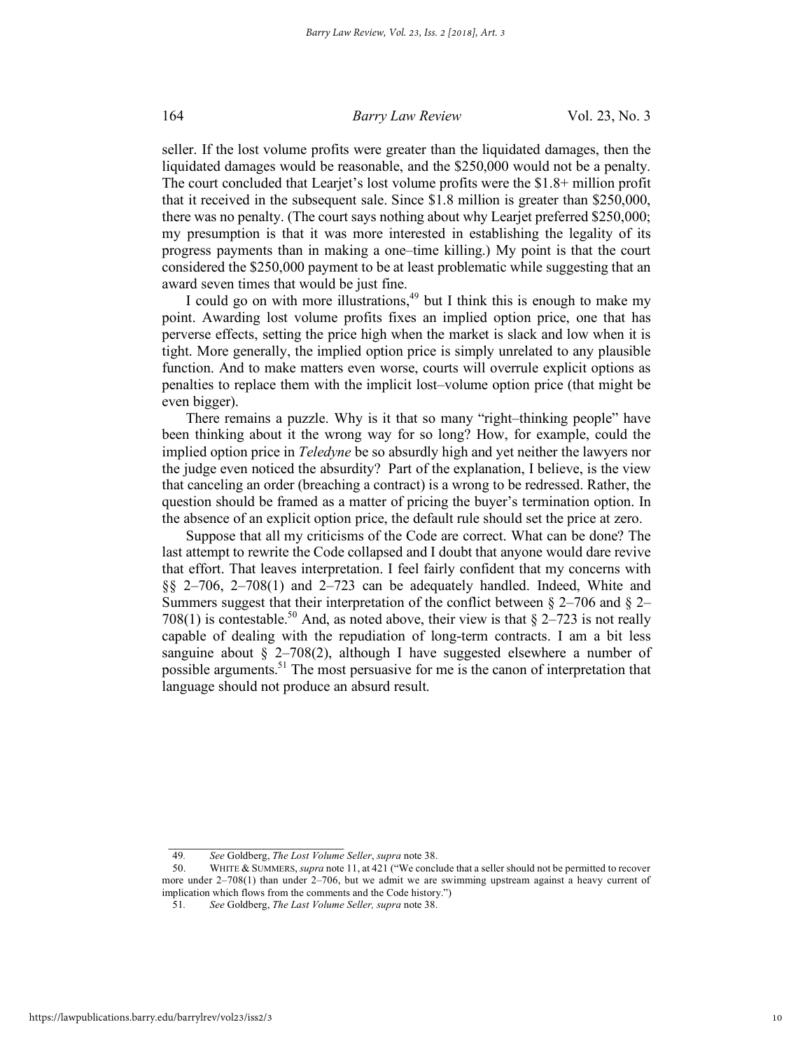seller. If the lost volume profits were greater than the liquidated damages, then the liquidated damages would be reasonable, and the $250,000 would not be a penalty. The court concluded that Learjet's lost volume profits were the $1.8+ million profit that it received in the subsequent sale. Since $1.8 million is greater than $250,000, there was no penalty. (The court says nothing about why Learjet preferred $250,000; my presumption is that it was more interested in establishing the legality of its progress payments than in making a one–time killing.) My point is that the court considered the $250,000 payment to be at least problematic while suggesting that an award seven times that would be just fine.

I could go on with more illustrations,[49] but I think this is enough to make my point. Awarding lost volume profits fixes an implied option price, one that has perverse effects, setting the price high when the market is slack and low when it is tight. More generally, the implied option price is simply unrelated to any plausible function. And to make matters even worse, courts will overrule explicit options as penalties to replace them with the implicit lost–volume option price (that might be even bigger).

There remains a puzzle. Why is it that so many "right–thinking people" have been thinking about it the wrong way for so long? How, for example, could the implied option price in *Teledyne* be so absurdly high and yet neither the lawyers nor the judge even noticed the absurdity? Part of the explanation, I believe, is the view that canceling an order (breaching a contract) is a wrong to be redressed. Rather, the question should be framed as a matter of pricing the buyer's termination option. In the absence of an explicit option price, the default rule should set the price at zero.

Suppose that all my criticisms of the Code are correct. What can be done? The last attempt to rewrite the Code collapsed and I doubt that anyone would dare revive that effort. That leaves interpretation. I feel fairly confident that my concerns with §§ 2–706, 2–708(1) and 2–723 can be adequately handled. Indeed, White and Summers suggest that their interpretation of the conflict between § 2–706 and § 2–708(1) is contestable.[50] And, as noted above, their view is that § 2–723 is not really capable of dealing with the repudiation of long-term contracts. I am a bit less sanguine about § 2–708(2), although I have suggested elsewhere a number of possible arguments.[51] The most persuasive for me is the canon of interpretation that language should not produce an absurd result.

---

49. *See* Goldberg, *The Lost Volume Seller*, *supra* note 38.

50. WHITE & SUMMERS, *supra* note 11, at 421 ("We conclude that a seller should not be permitted to recover more under 2–708(1) than under 2–706, but we admit we are swimming upstream against a heavy current of implication which flows from the comments and the Code history.")

51. *See* Goldberg, *The Last Volume Seller, supra* note 38.